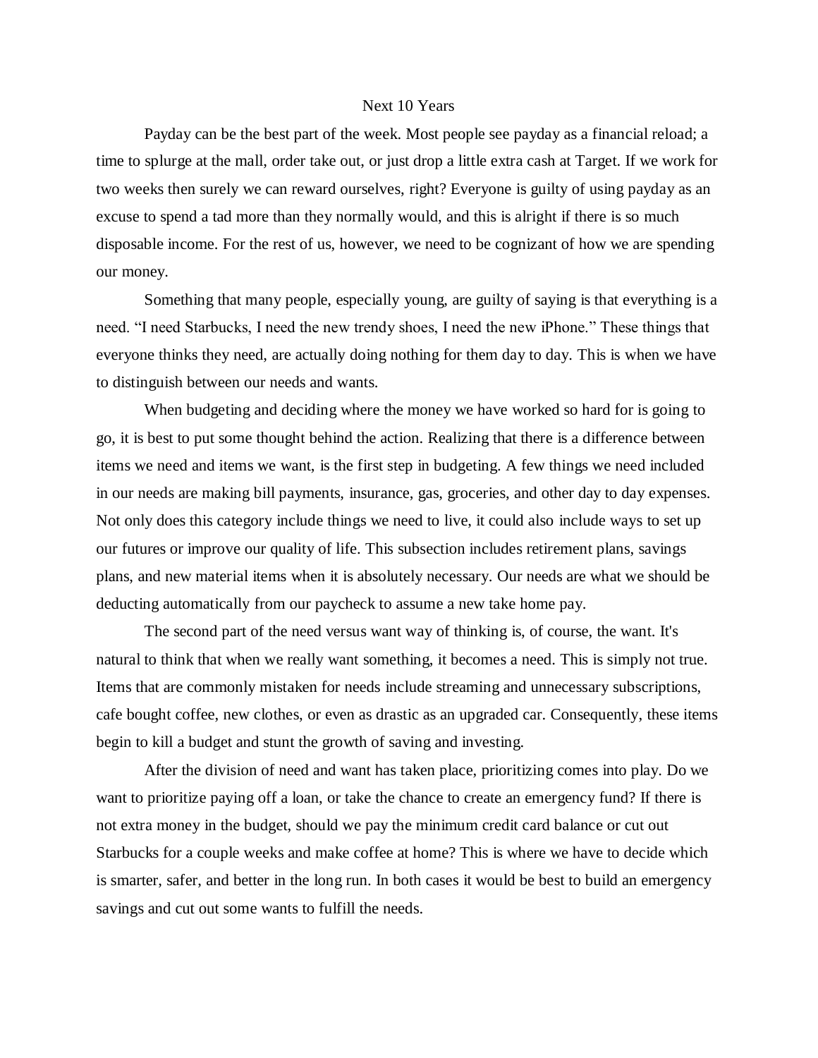# Next 10 Years

Payday can be the best part of the week. Most people see payday as a financial reload; a time to splurge at the mall, order take out, or just drop a little extra cash at Target. If we work for two weeks then surely we can reward ourselves, right? Everyone is guilty of using payday as an excuse to spend a tad more than they normally would, and this is alright if there is so much disposable income. For the rest of us, however, we need to be cognizant of how we are spending our money.

Something that many people, especially young, are guilty of saying is that everything is a need. "I need Starbucks, I need the new trendy shoes, I need the new iPhone." These things that everyone thinks they need, are actually doing nothing for them day to day. This is when we have to distinguish between our needs and wants.

When budgeting and deciding where the money we have worked so hard for is going to go, it is best to put some thought behind the action. Realizing that there is a difference between items we need and items we want, is the first step in budgeting. A few things we need included in our needs are making bill payments, insurance, gas, groceries, and other day to day expenses. Not only does this category include things we need to live, it could also include ways to set up our futures or improve our quality of life. This subsection includes retirement plans, savings plans, and new material items when it is absolutely necessary. Our needs are what we should be deducting automatically from our paycheck to assume a new take home pay.

The second part of the need versus want way of thinking is, of course, the want. It's natural to think that when we really want something, it becomes a need. This is simply not true. Items that are commonly mistaken for needs include streaming and unnecessary subscriptions, cafe bought coffee, new clothes, or even as drastic as an upgraded car. Consequently, these items begin to kill a budget and stunt the growth of saving and investing.

After the division of need and want has taken place, prioritizing comes into play. Do we want to prioritize paying off a loan, or take the chance to create an emergency fund? If there is not extra money in the budget, should we pay the minimum credit card balance or cut out Starbucks for a couple weeks and make coffee at home? This is where we have to decide which is smarter, safer, and better in the long run. In both cases it would be best to build an emergency savings and cut out some wants to fulfill the needs.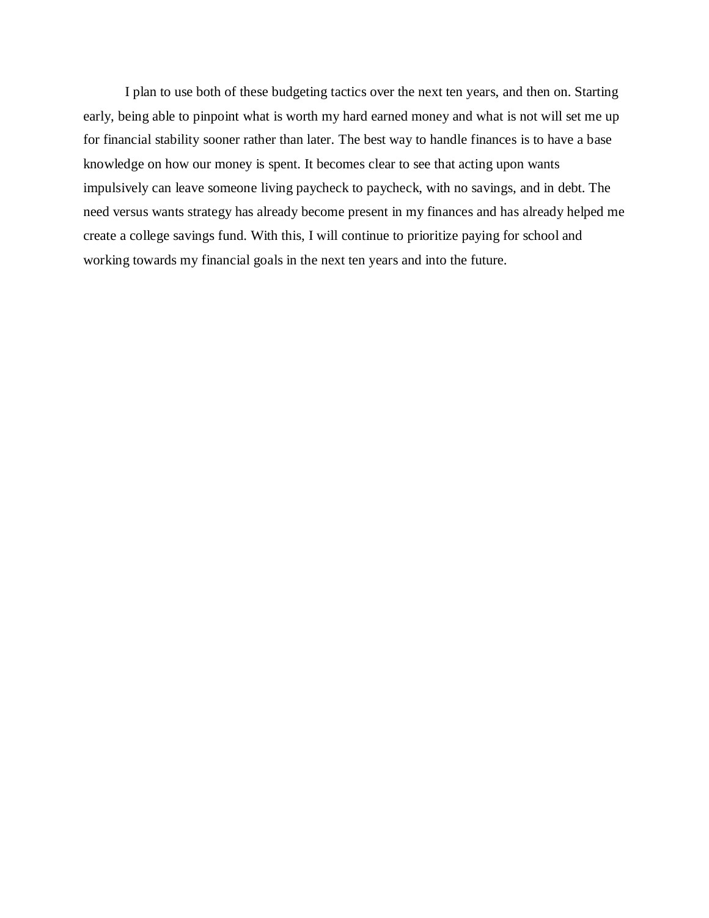I plan to use both of these budgeting tactics over the next ten years, and then on. Starting early, being able to pinpoint what is worth my hard earned money and what is not will set me up for financial stability sooner rather than later. The best way to handle finances is to have a base knowledge on how our money is spent. It becomes clear to see that acting upon wants impulsively can leave someone living paycheck to paycheck, with no savings, and in debt. The need versus wants strategy has already become present in my finances and has already helped me create a college savings fund. With this, I will continue to prioritize paying for school and working towards my financial goals in the next ten years and into the future.